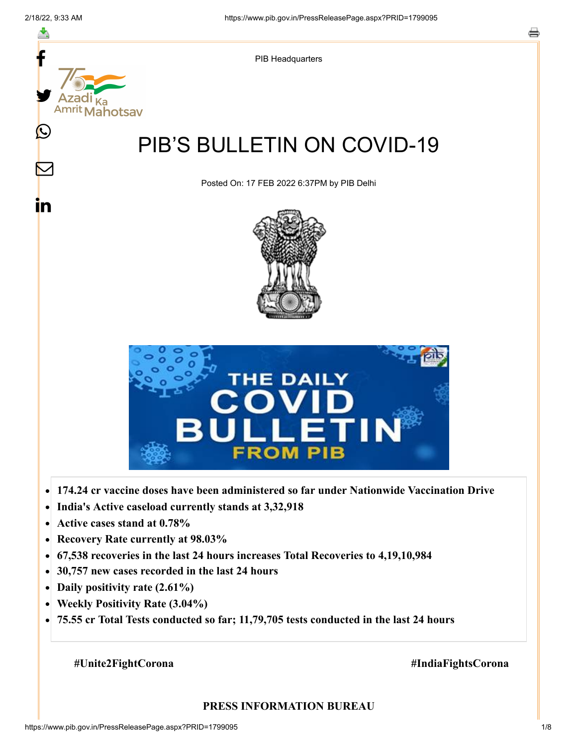PIB Headquarters

# PIB'S BULLETIN ON COVID-19

Posted On: 17 FEB 2022 6:37PM by PIB Delhi

- **174.24 cr vaccine doses have been administered so far under Nationwide Vaccination Drive**
- **India's Active caseload currently stands at 3,32,918**
- **Active cases stand at 0.78%**
- **Recovery Rate currently at 98.03%**
- **67,538 recoveries in the last 24 hours increases Total Recoveries to 4,19,10,984**
- **30,757 new cases recorded in the last 24 hours**
- **Daily positivity rate (2.61%)**
- **Weekly Positivity Rate (3.04%)**
- **75.55 cr Total Tests conducted so far; 11,79,705 tests conducted in the last 24 hours**

**#Unite2FightCorona** **#IndiaFightsCorona**

**PRESS INFORMATION BUREAU**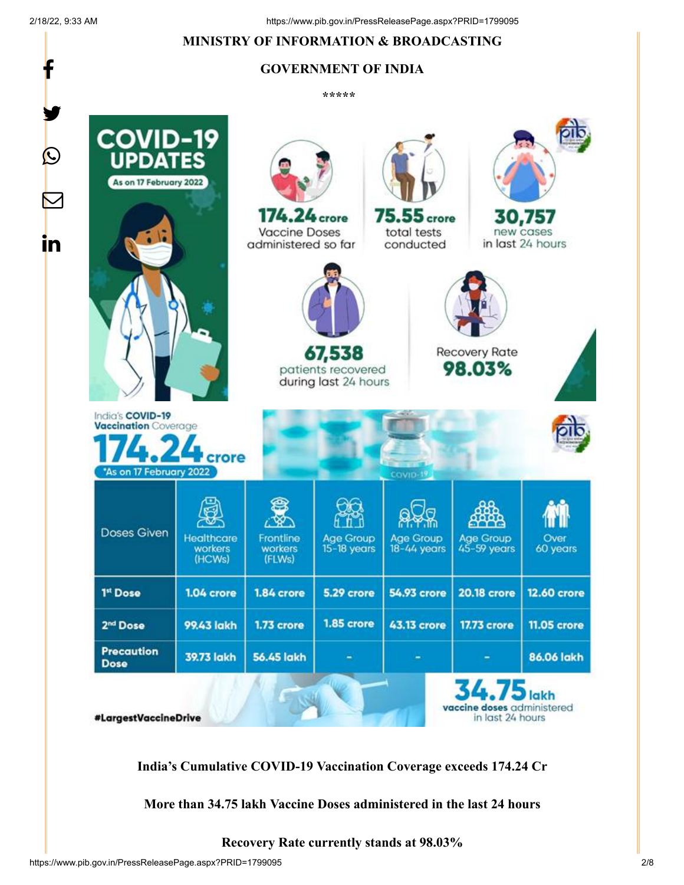**MINISTRY OF INFORMATION & BROADCASTING**

**GOVERNMENT OF INDIA**

*****

**COVID-19 UPDATES**

As on 17 February 2022

**174.24 crore** Vaccine Doses administered so far

**75.55 crore** total tests conducted

**30,757** new cases in last 24 hours

**67,538** patients recovered during last 24 hours

Recovery Rate **98.03%**

India's **COVID-19 Vaccination** Coverage

**174.24 crore**

*As on 17 February 2022

| Doses Given | Healthcare workers (HCWs) | Frontline workers (FLWs) | Age Group 15-18 years | Age Group 18-44 years | Age Group 45-59 years | Over 60 years |
|---|---|---|---|---|---|---|
| 1st Dose | 1.04 crore | 1.84 crore | 5.29 crore | 54.93 crore | 20.18 crore | 12.60 crore |
| 2nd Dose | 99.43 lakh | 1.73 crore | 1.85 crore | 43.13 crore | 17.73 crore | 11.05 crore |
| Precaution Dose | 39.73 lakh | 56.45 lakh | - | - | - | 86.06 lakh |

**34.75 lakh** vaccine doses administered in last 24 hours

#LargestVaccineDrive

**India's Cumulative COVID-19 Vaccination Coverage exceeds 174.24 Cr**

**More than 34.75 lakh Vaccine Doses administered in the last 24 hours**

**Recovery Rate currently stands at 98.03%**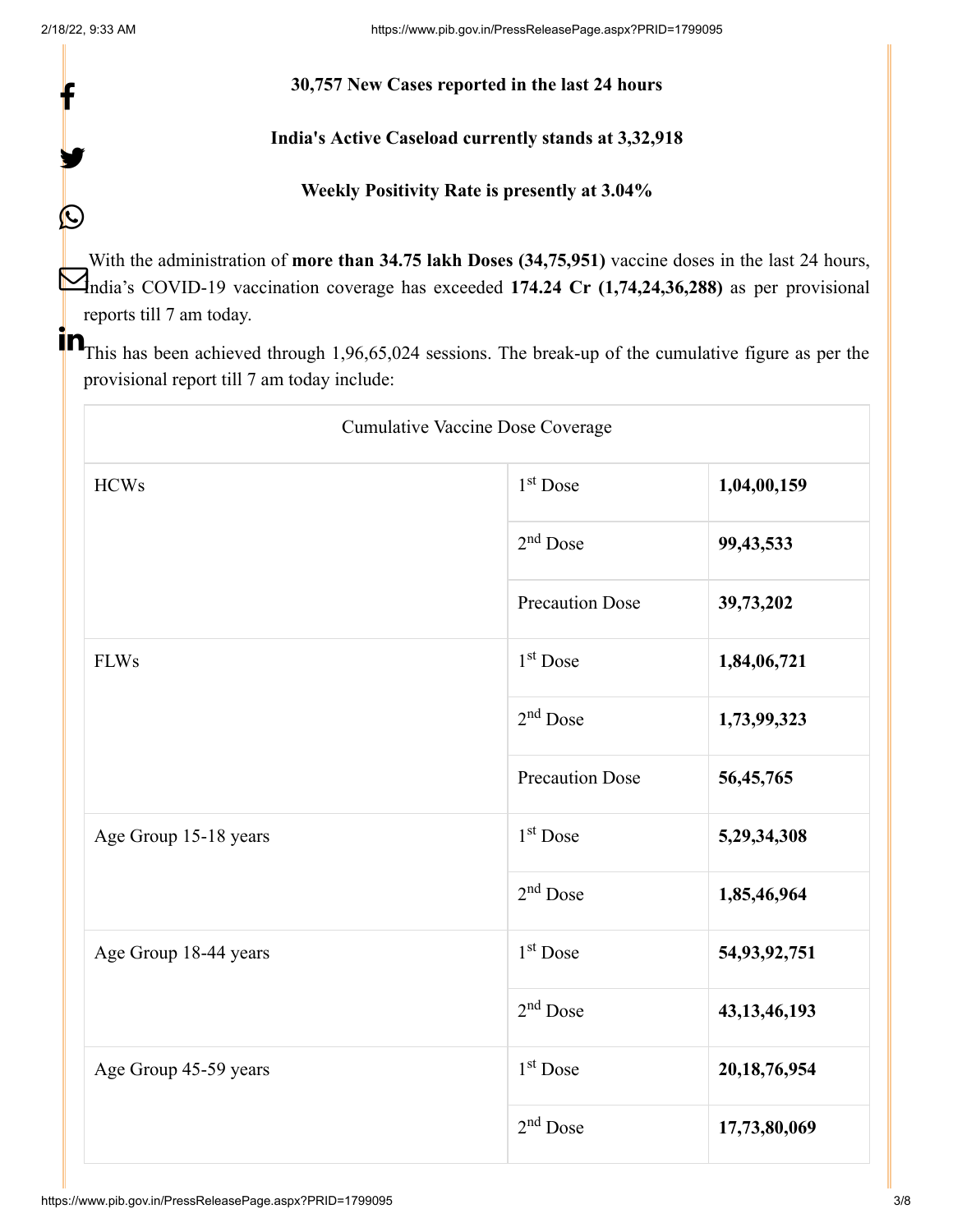**30,757 New Cases reported in the last 24 hours**

**India's Active Caseload currently stands at 3,32,918**

**Weekly Positivity Rate is presently at 3.04%**

With the administration of **more than 34.75 lakh Doses (34,75,951)** vaccine doses in the last 24 hours, India's COVID-19 vaccination coverage has exceeded **174.24 Cr (1,74,24,36,288)** as per provisional reports till 7 am today.

This has been achieved through 1,96,65,024 sessions. The break-up of the cumulative figure as per the provisional report till 7 am today include:

| Cumulative Vaccine Dose Coverage | | |
|---|---|---|
| HCWs | 1st Dose | **1,04,00,159** |
| | 2nd Dose | **99,43,533** |
| | Precaution Dose | **39,73,202** |
| FLWs | 1st Dose | **1,84,06,721** |
| | 2nd Dose | **1,73,99,323** |
| | Precaution Dose | **56,45,765** |
| Age Group 15-18 years | 1st Dose | **5,29,34,308** |
| | 2nd Dose | **1,85,46,964** |
| Age Group 18-44 years | 1st Dose | **54,93,92,751** |
| | 2nd Dose | **43,13,46,193** |
| Age Group 45-59 years | 1st Dose | **20,18,76,954** |
| | 2nd Dose | **17,73,80,069** |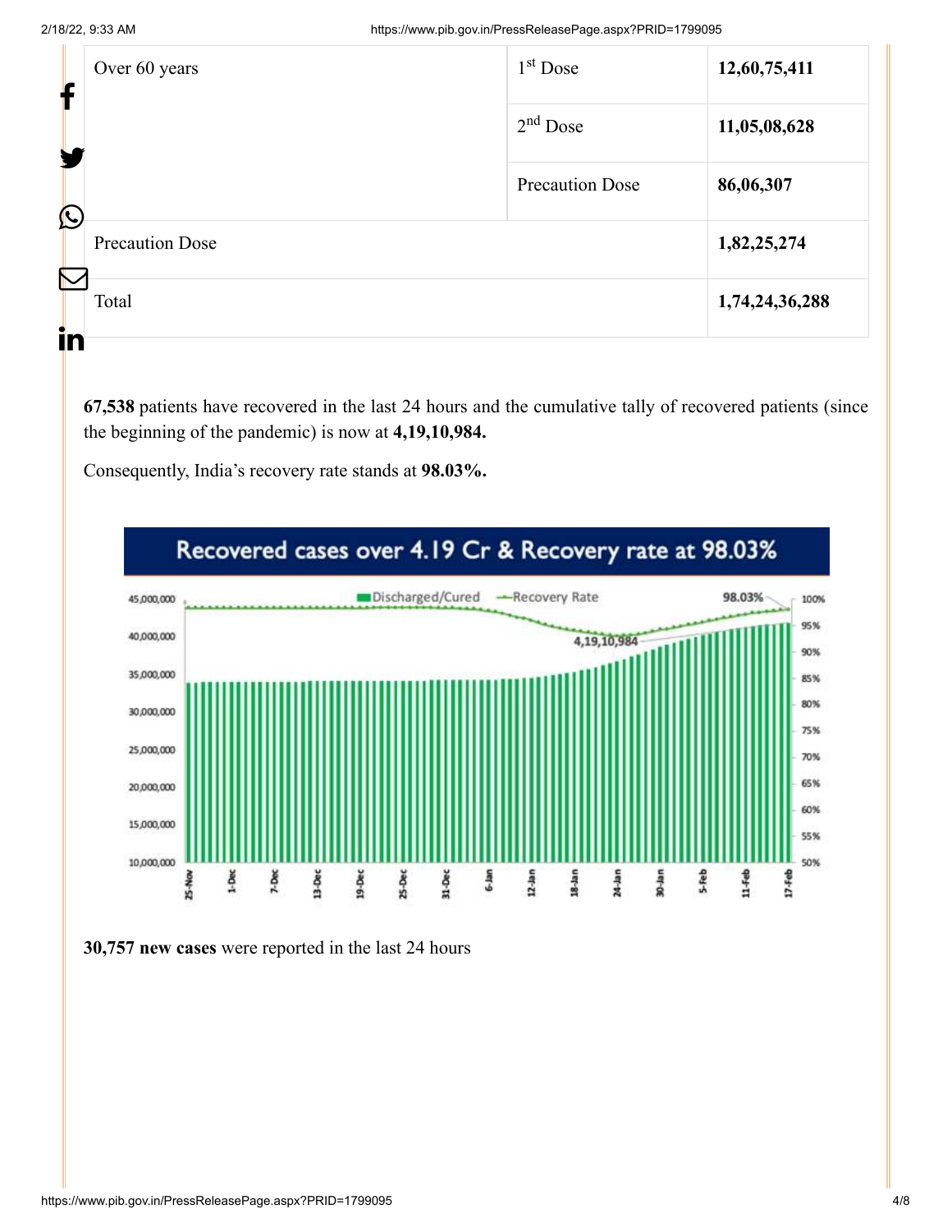| Over 60 years | 1st Dose | **12,60,75,411** |
|---|---|---|
| | 2nd Dose | **11,05,08,628** |
| | Precaution Dose | **86,06,307** |
| Precaution Dose | | **1,82,25,274** |
| Total | | **1,74,24,36,288** |

**67,538** patients have recovered in the last 24 hours and the cumulative tally of recovered patients (since the beginning of the pandemic) is now at **4,19,10,984.**

Consequently, India's recovery rate stands at **98.03%.**

Recovered cases over 4.19 Cr & Recovery rate at 98.03%

**30,757 new cases** were reported in the last 24 hours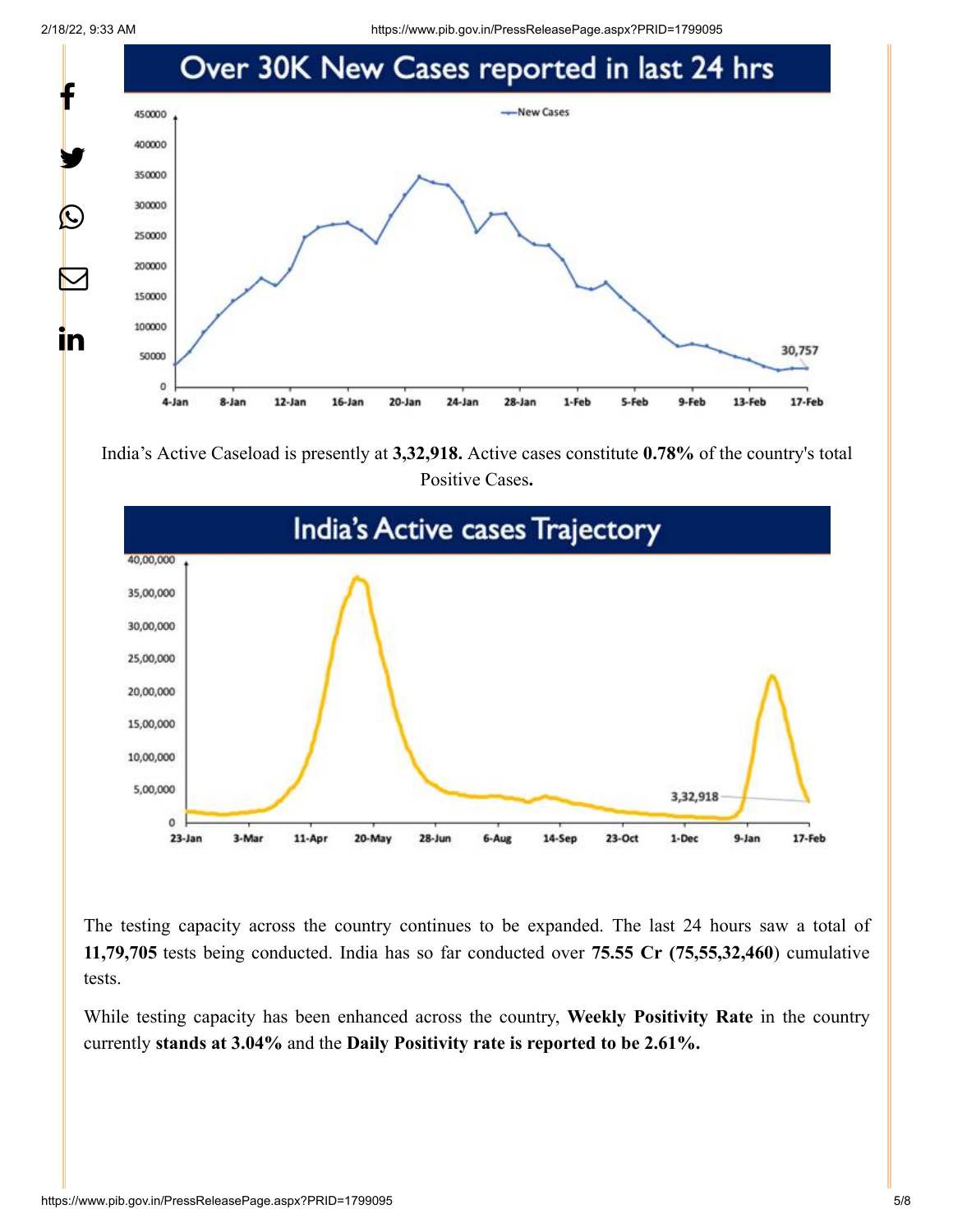## Over 30K New Cases reported in last 24 hrs

India's Active Caseload is presently at **3,32,918.** Active cases constitute **0.78%** of the country's total Positive Cases**.**

## India's Active cases Trajectory

The testing capacity across the country continues to be expanded. The last 24 hours saw a total of **11,79,705** tests being conducted. India has so far conducted over **75.55 Cr (75,55,32,460**) cumulative tests.

While testing capacity has been enhanced across the country, **Weekly Positivity Rate** in the country currently **stands at 3.04%** and the **Daily Positivity rate is reported to be 2.61%.**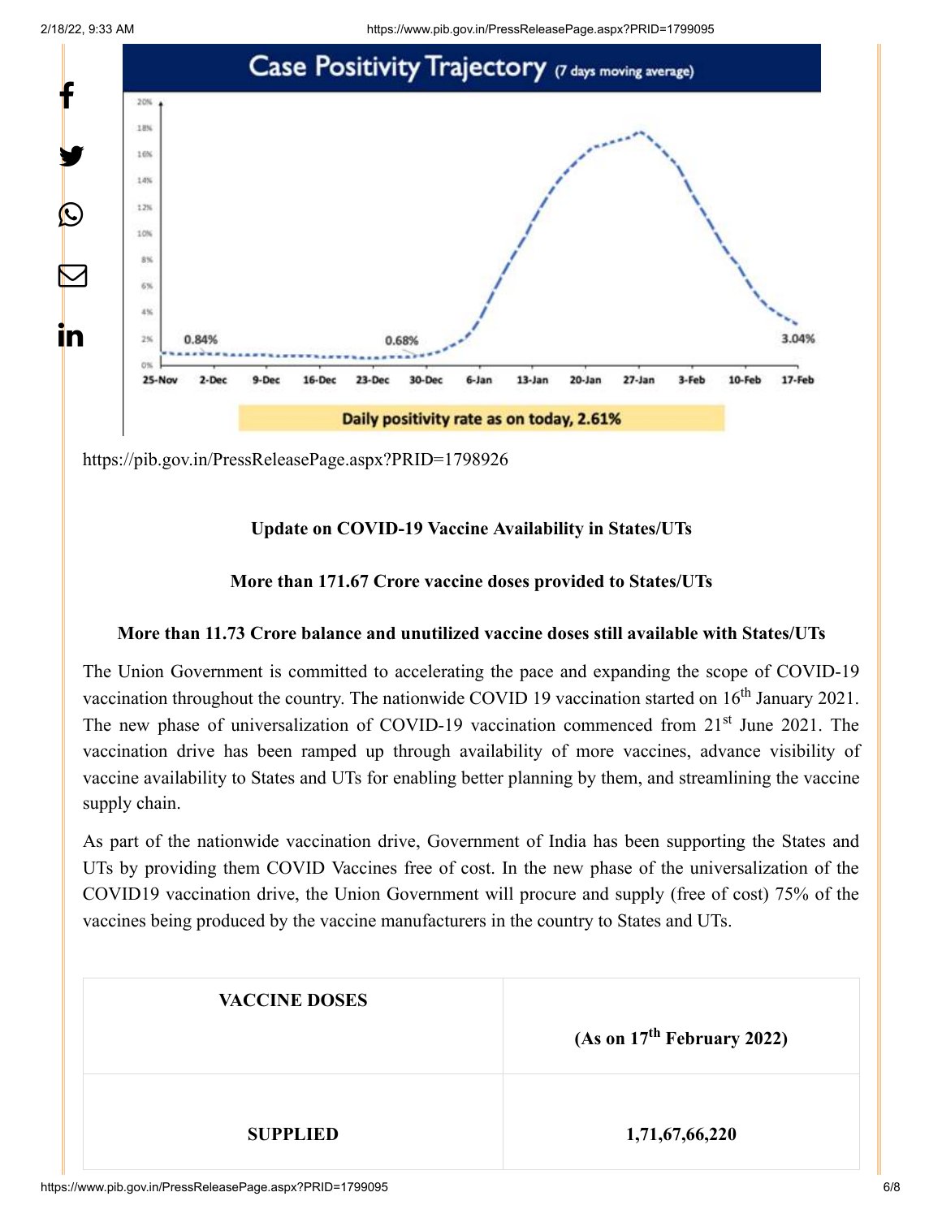https://pib.gov.in/PressReleasePage.aspx?PRID=1798926

**Update on COVID-19 Vaccine Availability in States/UTs**

**More than 171.67 Crore vaccine doses provided to States/UTs**

**More than 11.73 Crore balance and unutilized vaccine doses still available with States/UTs**

The Union Government is committed to accelerating the pace and expanding the scope of COVID-19 vaccination throughout the country. The nationwide COVID 19 vaccination started on 16th January 2021. The new phase of universalization of COVID-19 vaccination commenced from 21st June 2021. The vaccination drive has been ramped up through availability of more vaccines, advance visibility of vaccine availability to States and UTs for enabling better planning by them, and streamlining the vaccine supply chain.

As part of the nationwide vaccination drive, Government of India has been supporting the States and UTs by providing them COVID Vaccines free of cost. In the new phase of the universalization of the COVID19 vaccination drive, the Union Government will procure and supply (free of cost) 75% of the vaccines being produced by the vaccine manufacturers in the country to States and UTs.

| VACCINE DOSES | (As on 17th February 2022) |
| --- | --- |
| SUPPLIED | 1,71,67,66,220 |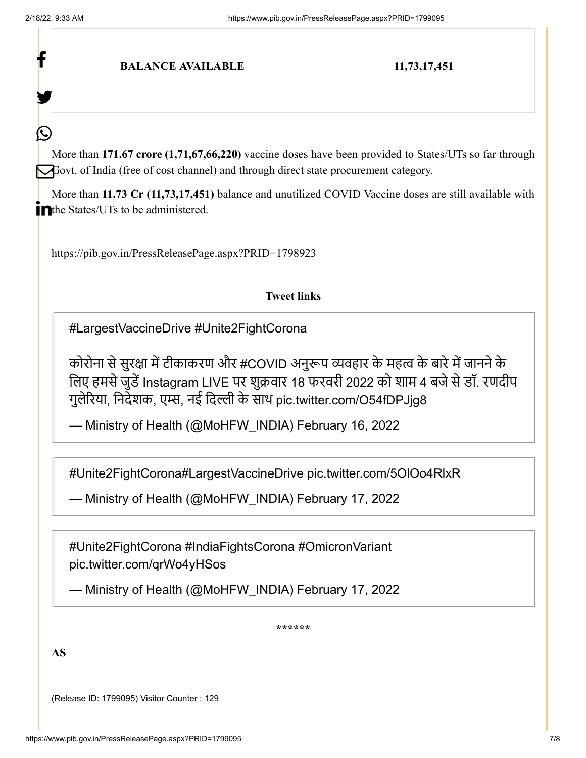| BALANCE AVAILABLE | 11,73,17,451 |
|---|---|

More than **171.67 crore (1,71,67,66,220)** vaccine doses have been provided to States/UTs so far through Govt. of India (free of cost channel) and through direct state procurement category.

More than **11.73 Cr (11,73,17,451)** balance and unutilized COVID Vaccine doses are still available with the States/UTs to be administered.

https://pib.gov.in/PressReleasePage.aspx?PRID=1798923

**Tweet links**

> #LargestVaccineDrive #Unite2FightCorona
>
> कोरोना से सुरक्षा में टीकाकरण और #COVID अनुरूप व्यवहार के महत्व के बारे में जानने के लिए हमसे जुड़ें Instagram LIVE पर शुक्रवार 18 फरवरी 2022 को शाम 4 बजे से डॉ. रणदीप गुलेरिया, निदेशक, एम्स, नई दिल्ली के साथ pic.twitter.com/O54fDPJjg8
>
> — Ministry of Health (@MoHFW_INDIA) February 16, 2022

> #Unite2FightCorona#LargestVaccineDrive pic.twitter.com/5OlOo4RlxR
>
> — Ministry of Health (@MoHFW_INDIA) February 17, 2022

> #Unite2FightCorona #IndiaFightsCorona #OmicronVariant pic.twitter.com/qrWo4yHSos
>
> — Ministry of Health (@MoHFW_INDIA) February 17, 2022

******

**AS**

(Release ID: 1799095) Visitor Counter : 129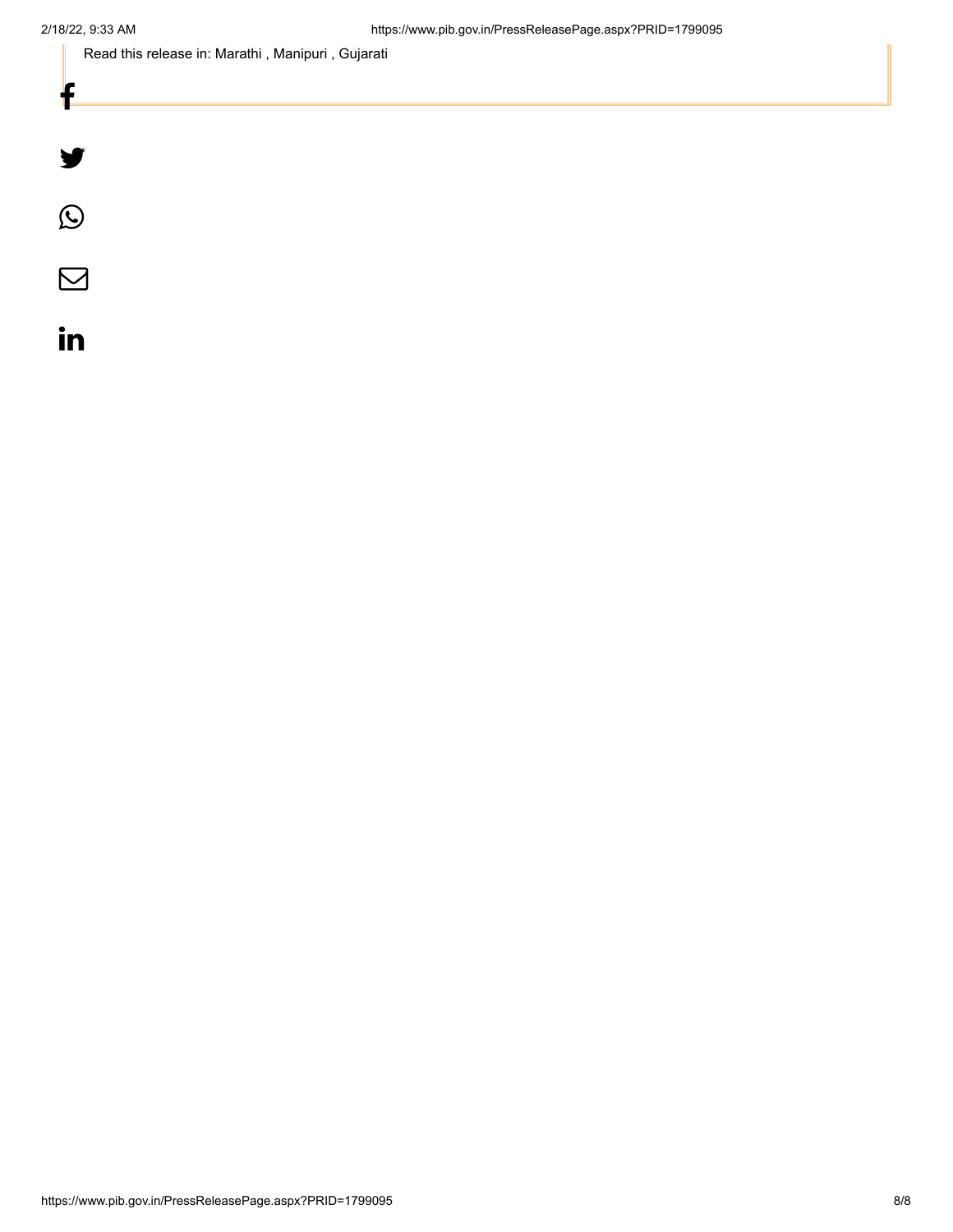Read this release in: Marathi , Manipuri , Gujarati